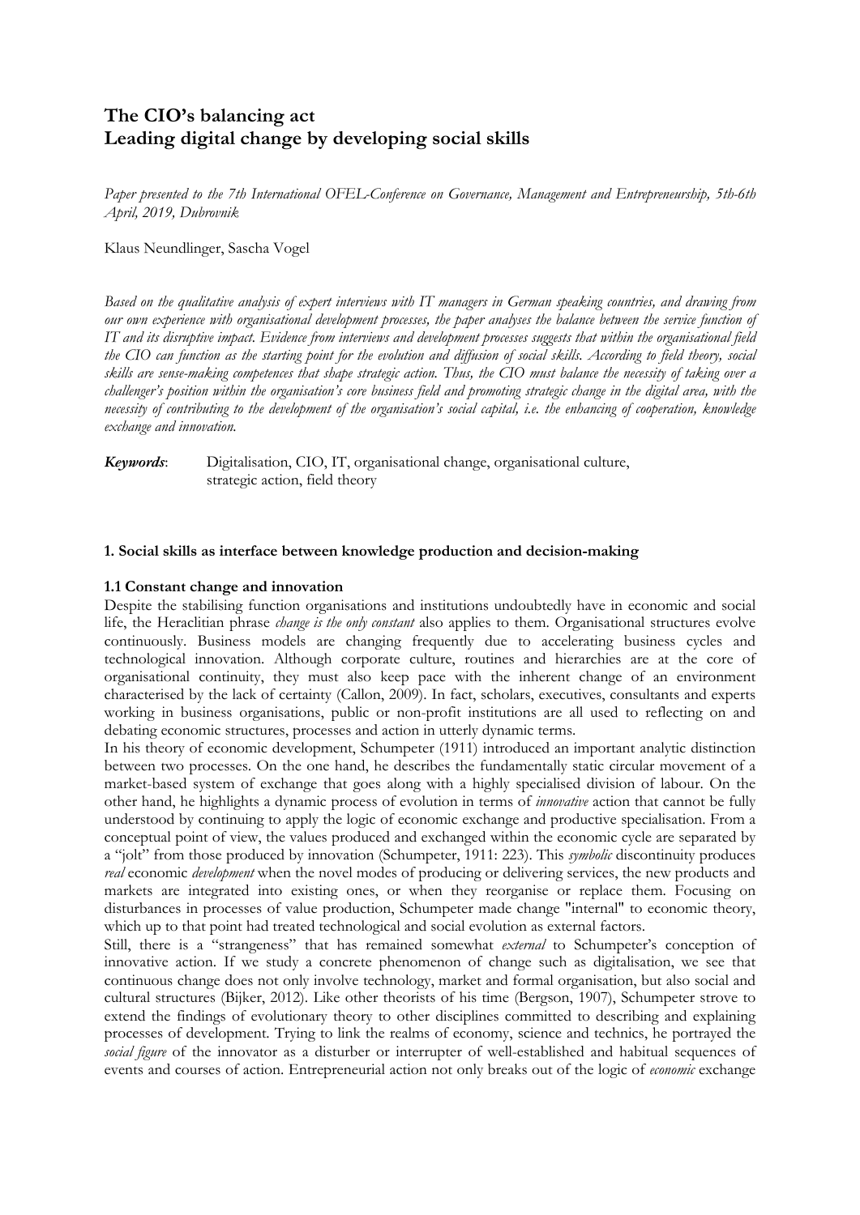# The CIO's balancing act
# Leading digital change by developing social skills

*Paper presented to the 7th International OFEL-Conference on Governance, Management and Entrepreneurship, 5th-6th April, 2019, Dubrovnik*

Klaus Neundlinger, Sascha Vogel

*Based on the qualitative analysis of expert interviews with IT managers in German speaking countries, and drawing from our own experience with organisational development processes, the paper analyses the balance between the service function of IT and its disruptive impact. Evidence from interviews and development processes suggests that within the organisational field the CIO can function as the starting point for the evolution and diffusion of social skills. According to field theory, social skills are sense-making competences that shape strategic action. Thus, the CIO must balance the necessity of taking over a challenger's position within the organisation's core business field and promoting strategic change in the digital area, with the necessity of contributing to the development of the organisation's social capital, i.e. the enhancing of cooperation, knowledge exchange and innovation.*

***Keywords***: Digitalisation, CIO, IT, organisational change, organisational culture, strategic action, field theory

## 1. Social skills as interface between knowledge production and decision-making

### 1.1 Constant change and innovation

Despite the stabilising function organisations and institutions undoubtedly have in economic and social life, the Heraclitian phrase *change is the only constant* also applies to them. Organisational structures evolve continuously. Business models are changing frequently due to accelerating business cycles and technological innovation. Although corporate culture, routines and hierarchies are at the core of organisational continuity, they must also keep pace with the inherent change of an environment characterised by the lack of certainty (Callon, 2009). In fact, scholars, executives, consultants and experts working in business organisations, public or non-profit institutions are all used to reflecting on and debating economic structures, processes and action in utterly dynamic terms.

In his theory of economic development, Schumpeter (1911) introduced an important analytic distinction between two processes. On the one hand, he describes the fundamentally static circular movement of a market-based system of exchange that goes along with a highly specialised division of labour. On the other hand, he highlights a dynamic process of evolution in terms of *innovative* action that cannot be fully understood by continuing to apply the logic of economic exchange and productive specialisation. From a conceptual point of view, the values produced and exchanged within the economic cycle are separated by a "jolt" from those produced by innovation (Schumpeter, 1911: 223). This *symbolic* discontinuity produces *real* economic *development* when the novel modes of producing or delivering services, the new products and markets are integrated into existing ones, or when they reorganise or replace them. Focusing on disturbances in processes of value production, Schumpeter made change "internal" to economic theory, which up to that point had treated technological and social evolution as external factors.

Still, there is a "strangeness" that has remained somewhat *external* to Schumpeter's conception of innovative action. If we study a concrete phenomenon of change such as digitalisation, we see that continuous change does not only involve technology, market and formal organisation, but also social and cultural structures (Bijker, 2012). Like other theorists of his time (Bergson, 1907), Schumpeter strove to extend the findings of evolutionary theory to other disciplines committed to describing and explaining processes of development. Trying to link the realms of economy, science and technics, he portrayed the *social figure* of the innovator as a disturber or interrupter of well-established and habitual sequences of events and courses of action. Entrepreneurial action not only breaks out of the logic of *economic* exchange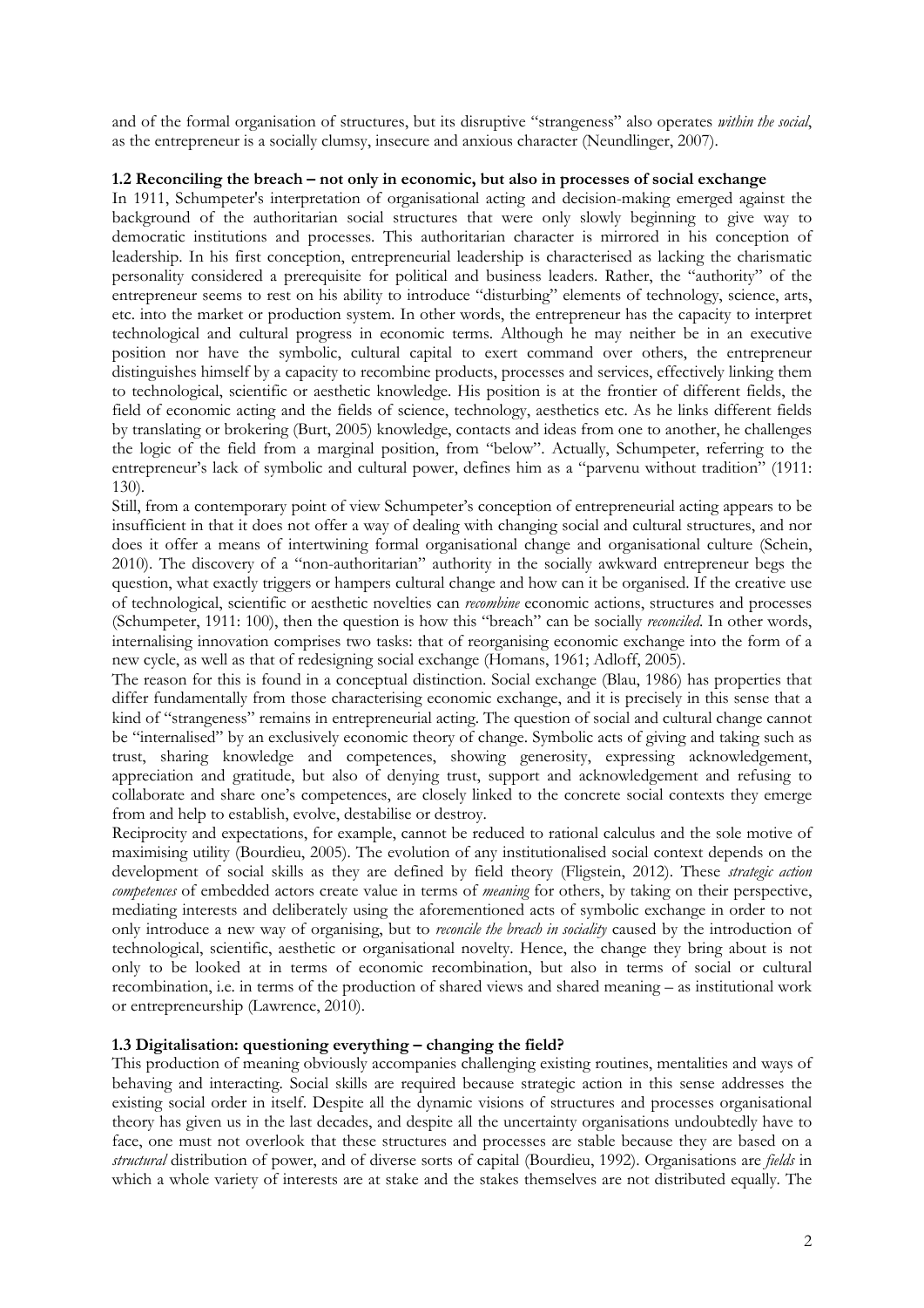and of the formal organisation of structures, but its disruptive "strangeness" also operates *within the social*, as the entrepreneur is a socially clumsy, insecure and anxious character (Neundlinger, 2007).

### 1.2 Reconciling the breach – not only in economic, but also in processes of social exchange

In 1911, Schumpeter's interpretation of organisational acting and decision-making emerged against the background of the authoritarian social structures that were only slowly beginning to give way to democratic institutions and processes. This authoritarian character is mirrored in his conception of leadership. In his first conception, entrepreneurial leadership is characterised as lacking the charismatic personality considered a prerequisite for political and business leaders. Rather, the "authority" of the entrepreneur seems to rest on his ability to introduce "disturbing" elements of technology, science, arts, etc. into the market or production system. In other words, the entrepreneur has the capacity to interpret technological and cultural progress in economic terms. Although he may neither be in an executive position nor have the symbolic, cultural capital to exert command over others, the entrepreneur distinguishes himself by a capacity to recombine products, processes and services, effectively linking them to technological, scientific or aesthetic knowledge. His position is at the frontier of different fields, the field of economic acting and the fields of science, technology, aesthetics etc. As he links different fields by translating or brokering (Burt, 2005) knowledge, contacts and ideas from one to another, he challenges the logic of the field from a marginal position, from "below". Actually, Schumpeter, referring to the entrepreneur's lack of symbolic and cultural power, defines him as a "parvenu without tradition" (1911: 130).

Still, from a contemporary point of view Schumpeter's conception of entrepreneurial acting appears to be insufficient in that it does not offer a way of dealing with changing social and cultural structures, and nor does it offer a means of intertwining formal organisational change and organisational culture (Schein, 2010). The discovery of a "non-authoritarian" authority in the socially awkward entrepreneur begs the question, what exactly triggers or hampers cultural change and how can it be organised. If the creative use of technological, scientific or aesthetic novelties can *recombine* economic actions, structures and processes (Schumpeter, 1911: 100), then the question is how this "breach" can be socially *reconciled*. In other words, internalising innovation comprises two tasks: that of reorganising economic exchange into the form of a new cycle, as well as that of redesigning social exchange (Homans, 1961; Adloff, 2005).

The reason for this is found in a conceptual distinction. Social exchange (Blau, 1986) has properties that differ fundamentally from those characterising economic exchange, and it is precisely in this sense that a kind of "strangeness" remains in entrepreneurial acting. The question of social and cultural change cannot be "internalised" by an exclusively economic theory of change. Symbolic acts of giving and taking such as trust, sharing knowledge and competences, showing generosity, expressing acknowledgement, appreciation and gratitude, but also of denying trust, support and acknowledgement and refusing to collaborate and share one's competences, are closely linked to the concrete social contexts they emerge from and help to establish, evolve, destabilise or destroy.

Reciprocity and expectations, for example, cannot be reduced to rational calculus and the sole motive of maximising utility (Bourdieu, 2005). The evolution of any institutionalised social context depends on the development of social skills as they are defined by field theory (Fligstein, 2012). These *strategic action competences* of embedded actors create value in terms of *meaning* for others, by taking on their perspective, mediating interests and deliberately using the aforementioned acts of symbolic exchange in order to not only introduce a new way of organising, but to *reconcile the breach in sociality* caused by the introduction of technological, scientific, aesthetic or organisational novelty. Hence, the change they bring about is not only to be looked at in terms of economic recombination, but also in terms of social or cultural recombination, i.e. in terms of the production of shared views and shared meaning – as institutional work or entrepreneurship (Lawrence, 2010).

### 1.3 Digitalisation: questioning everything – changing the field?

This production of meaning obviously accompanies challenging existing routines, mentalities and ways of behaving and interacting. Social skills are required because strategic action in this sense addresses the existing social order in itself. Despite all the dynamic visions of structures and processes organisational theory has given us in the last decades, and despite all the uncertainty organisations undoubtedly have to face, one must not overlook that these structures and processes are stable because they are based on a *structural* distribution of power, and of diverse sorts of capital (Bourdieu, 1992). Organisations are *fields* in which a whole variety of interests are at stake and the stakes themselves are not distributed equally. The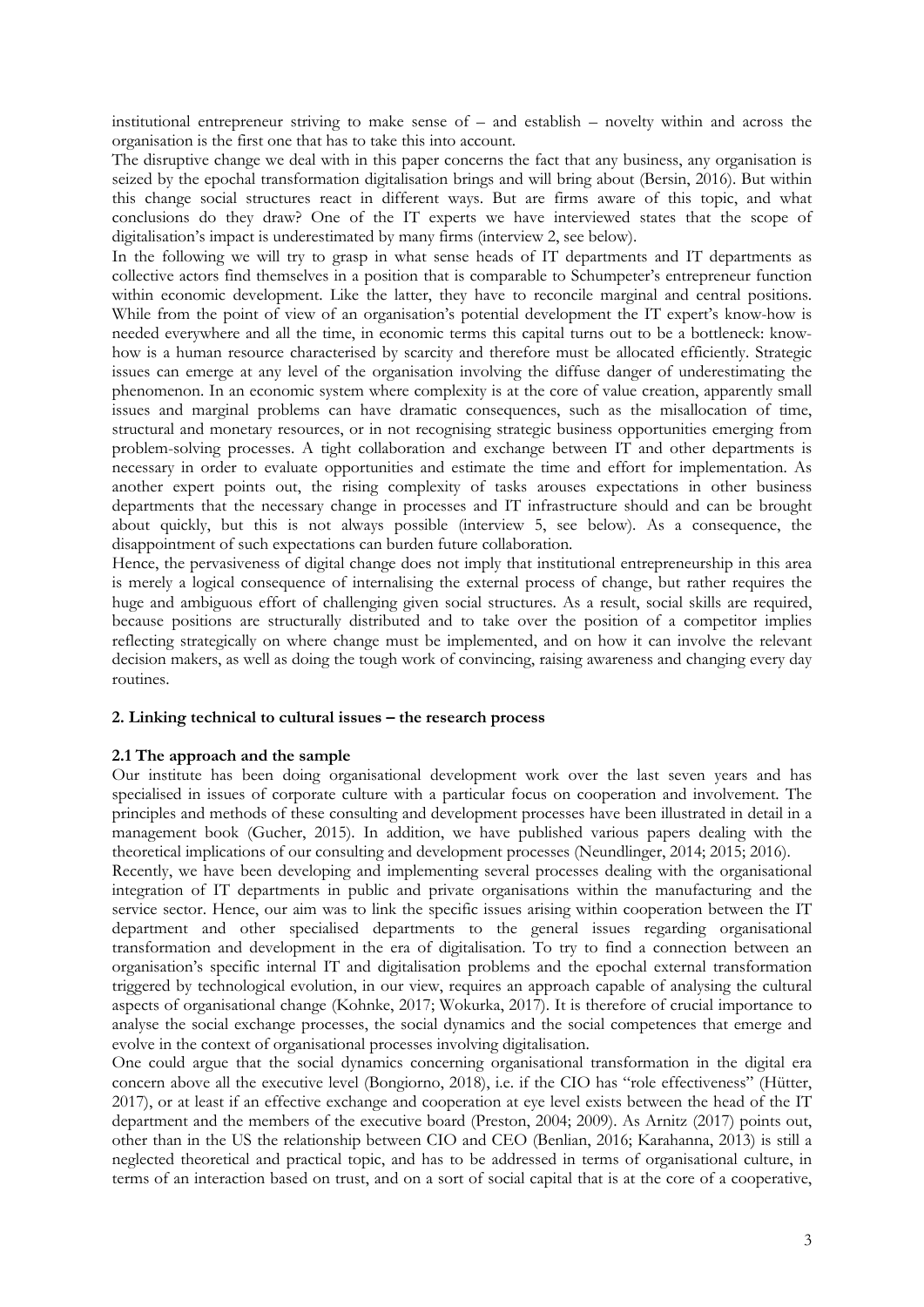institutional entrepreneur striving to make sense of – and establish – novelty within and across the organisation is the first one that has to take this into account.

The disruptive change we deal with in this paper concerns the fact that any business, any organisation is seized by the epochal transformation digitalisation brings and will bring about (Bersin, 2016). But within this change social structures react in different ways. But are firms aware of this topic, and what conclusions do they draw? One of the IT experts we have interviewed states that the scope of digitalisation's impact is underestimated by many firms (interview 2, see below).

In the following we will try to grasp in what sense heads of IT departments and IT departments as collective actors find themselves in a position that is comparable to Schumpeter's entrepreneur function within economic development. Like the latter, they have to reconcile marginal and central positions. While from the point of view of an organisation's potential development the IT expert's know-how is needed everywhere and all the time, in economic terms this capital turns out to be a bottleneck: know-how is a human resource characterised by scarcity and therefore must be allocated efficiently. Strategic issues can emerge at any level of the organisation involving the diffuse danger of underestimating the phenomenon. In an economic system where complexity is at the core of value creation, apparently small issues and marginal problems can have dramatic consequences, such as the misallocation of time, structural and monetary resources, or in not recognising strategic business opportunities emerging from problem-solving processes. A tight collaboration and exchange between IT and other departments is necessary in order to evaluate opportunities and estimate the time and effort for implementation. As another expert points out, the rising complexity of tasks arouses expectations in other business departments that the necessary change in processes and IT infrastructure should and can be brought about quickly, but this is not always possible (interview 5, see below). As a consequence, the disappointment of such expectations can burden future collaboration.

Hence, the pervasiveness of digital change does not imply that institutional entrepreneurship in this area is merely a logical consequence of internalising the external process of change, but rather requires the huge and ambiguous effort of challenging given social structures. As a result, social skills are required, because positions are structurally distributed and to take over the position of a competitor implies reflecting strategically on where change must be implemented, and on how it can involve the relevant decision makers, as well as doing the tough work of convincing, raising awareness and changing every day routines.

## 2. Linking technical to cultural issues – the research process

### 2.1 The approach and the sample

Our institute has been doing organisational development work over the last seven years and has specialised in issues of corporate culture with a particular focus on cooperation and involvement. The principles and methods of these consulting and development processes have been illustrated in detail in a management book (Gucher, 2015). In addition, we have published various papers dealing with the theoretical implications of our consulting and development processes (Neundlinger, 2014; 2015; 2016).

Recently, we have been developing and implementing several processes dealing with the organisational integration of IT departments in public and private organisations within the manufacturing and the service sector. Hence, our aim was to link the specific issues arising within cooperation between the IT department and other specialised departments to the general issues regarding organisational transformation and development in the era of digitalisation. To try to find a connection between an organisation's specific internal IT and digitalisation problems and the epochal external transformation triggered by technological evolution, in our view, requires an approach capable of analysing the cultural aspects of organisational change (Kohnke, 2017; Wokurka, 2017). It is therefore of crucial importance to analyse the social exchange processes, the social dynamics and the social competences that emerge and evolve in the context of organisational processes involving digitalisation.

One could argue that the social dynamics concerning organisational transformation in the digital era concern above all the executive level (Bongiorno, 2018), i.e. if the CIO has "role effectiveness" (Hütter, 2017), or at least if an effective exchange and cooperation at eye level exists between the head of the IT department and the members of the executive board (Preston, 2004; 2009). As Arnitz (2017) points out, other than in the US the relationship between CIO and CEO (Benlian, 2016; Karahanna, 2013) is still a neglected theoretical and practical topic, and has to be addressed in terms of organisational culture, in terms of an interaction based on trust, and on a sort of social capital that is at the core of a cooperative,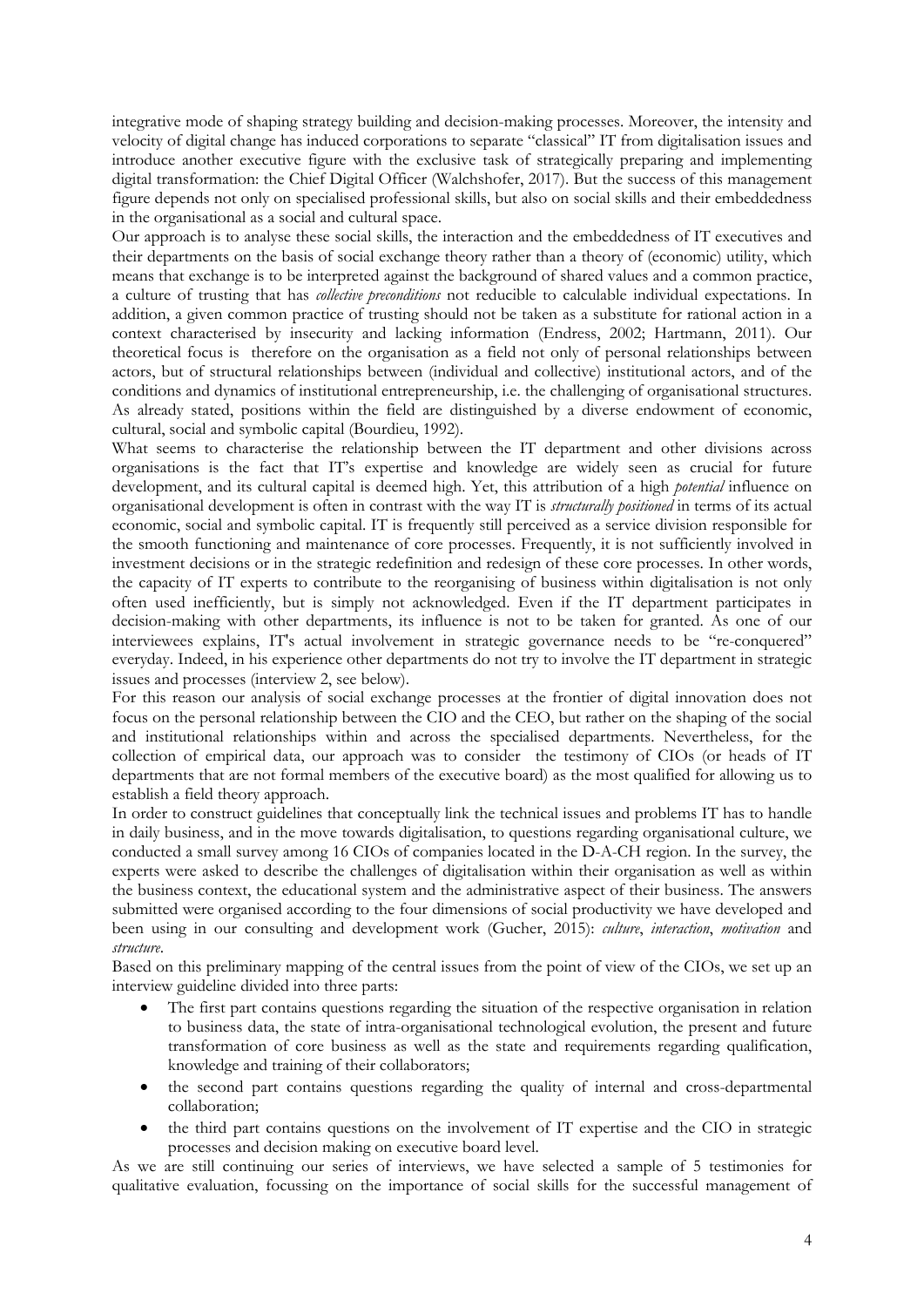integrative mode of shaping strategy building and decision-making processes. Moreover, the intensity and velocity of digital change has induced corporations to separate "classical" IT from digitalisation issues and introduce another executive figure with the exclusive task of strategically preparing and implementing digital transformation: the Chief Digital Officer (Walchshofer, 2017). But the success of this management figure depends not only on specialised professional skills, but also on social skills and their embeddedness in the organisational as a social and cultural space.

Our approach is to analyse these social skills, the interaction and the embeddedness of IT executives and their departments on the basis of social exchange theory rather than a theory of (economic) utility, which means that exchange is to be interpreted against the background of shared values and a common practice, a culture of trusting that has *collective preconditions* not reducible to calculable individual expectations. In addition, a given common practice of trusting should not be taken as a substitute for rational action in a context characterised by insecurity and lacking information (Endress, 2002; Hartmann, 2011). Our theoretical focus is therefore on the organisation as a field not only of personal relationships between actors, but of structural relationships between (individual and collective) institutional actors, and of the conditions and dynamics of institutional entrepreneurship, i.e. the challenging of organisational structures. As already stated, positions within the field are distinguished by a diverse endowment of economic, cultural, social and symbolic capital (Bourdieu, 1992).

What seems to characterise the relationship between the IT department and other divisions across organisations is the fact that IT's expertise and knowledge are widely seen as crucial for future development, and its cultural capital is deemed high. Yet, this attribution of a high *potential* influence on organisational development is often in contrast with the way IT is *structurally positioned* in terms of its actual economic, social and symbolic capital. IT is frequently still perceived as a service division responsible for the smooth functioning and maintenance of core processes. Frequently, it is not sufficiently involved in investment decisions or in the strategic redefinition and redesign of these core processes. In other words, the capacity of IT experts to contribute to the reorganising of business within digitalisation is not only often used inefficiently, but is simply not acknowledged. Even if the IT department participates in decision-making with other departments, its influence is not to be taken for granted. As one of our interviewees explains, IT's actual involvement in strategic governance needs to be "re-conquered" everyday. Indeed, in his experience other departments do not try to involve the IT department in strategic issues and processes (interview 2, see below).

For this reason our analysis of social exchange processes at the frontier of digital innovation does not focus on the personal relationship between the CIO and the CEO, but rather on the shaping of the social and institutional relationships within and across the specialised departments. Nevertheless, for the collection of empirical data, our approach was to consider the testimony of CIOs (or heads of IT departments that are not formal members of the executive board) as the most qualified for allowing us to establish a field theory approach.

In order to construct guidelines that conceptually link the technical issues and problems IT has to handle in daily business, and in the move towards digitalisation, to questions regarding organisational culture, we conducted a small survey among 16 CIOs of companies located in the D-A-CH region. In the survey, the experts were asked to describe the challenges of digitalisation within their organisation as well as within the business context, the educational system and the administrative aspect of their business. The answers submitted were organised according to the four dimensions of social productivity we have developed and been using in our consulting and development work (Gucher, 2015): *culture*, *interaction*, *motivation* and *structure*.

Based on this preliminary mapping of the central issues from the point of view of the CIOs, we set up an interview guideline divided into three parts:

- The first part contains questions regarding the situation of the respective organisation in relation to business data, the state of intra-organisational technological evolution, the present and future transformation of core business as well as the state and requirements regarding qualification, knowledge and training of their collaborators;
- the second part contains questions regarding the quality of internal and cross-departmental collaboration;
- the third part contains questions on the involvement of IT expertise and the CIO in strategic processes and decision making on executive board level.

As we are still continuing our series of interviews, we have selected a sample of 5 testimonies for qualitative evaluation, focussing on the importance of social skills for the successful management of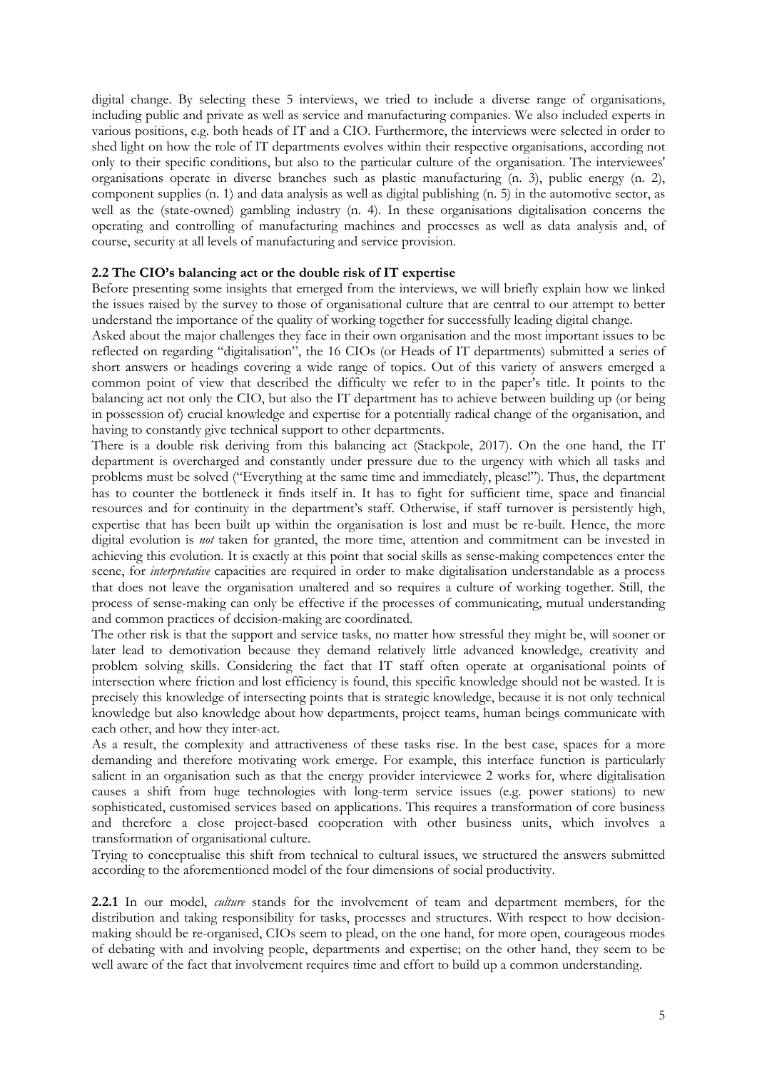digital change. By selecting these 5 interviews, we tried to include a diverse range of organisations, including public and private as well as service and manufacturing companies. We also included experts in various positions, e.g. both heads of IT and a CIO. Furthermore, the interviews were selected in order to shed light on how the role of IT departments evolves within their respective organisations, according not only to their specific conditions, but also to the particular culture of the organisation. The interviewees' organisations operate in diverse branches such as plastic manufacturing (n. 3), public energy (n. 2), component supplies (n. 1) and data analysis as well as digital publishing (n. 5) in the automotive sector, as well as the (state-owned) gambling industry (n. 4). In these organisations digitalisation concerns the operating and controlling of manufacturing machines and processes as well as data analysis and, of course, security at all levels of manufacturing and service provision.

### 2.2 The CIO's balancing act or the double risk of IT expertise

Before presenting some insights that emerged from the interviews, we will briefly explain how we linked the issues raised by the survey to those of organisational culture that are central to our attempt to better understand the importance of the quality of working together for successfully leading digital change.

Asked about the major challenges they face in their own organisation and the most important issues to be reflected on regarding "digitalisation", the 16 CIOs (or Heads of IT departments) submitted a series of short answers or headings covering a wide range of topics. Out of this variety of answers emerged a common point of view that described the difficulty we refer to in the paper's title. It points to the balancing act not only the CIO, but also the IT department has to achieve between building up (or being in possession of) crucial knowledge and expertise for a potentially radical change of the organisation, and having to constantly give technical support to other departments.

There is a double risk deriving from this balancing act (Stackpole, 2017). On the one hand, the IT department is overcharged and constantly under pressure due to the urgency with which all tasks and problems must be solved ("Everything at the same time and immediately, please!"). Thus, the department has to counter the bottleneck it finds itself in. It has to fight for sufficient time, space and financial resources and for continuity in the department's staff. Otherwise, if staff turnover is persistently high, expertise that has been built up within the organisation is lost and must be re-built. Hence, the more digital evolution is *not* taken for granted, the more time, attention and commitment can be invested in achieving this evolution. It is exactly at this point that social skills as sense-making competences enter the scene, for *interpretative* capacities are required in order to make digitalisation understandable as a process that does not leave the organisation unaltered and so requires a culture of working together. Still, the process of sense-making can only be effective if the processes of communicating, mutual understanding and common practices of decision-making are coordinated.

The other risk is that the support and service tasks, no matter how stressful they might be, will sooner or later lead to demotivation because they demand relatively little advanced knowledge, creativity and problem solving skills. Considering the fact that IT staff often operate at organisational points of intersection where friction and lost efficiency is found, this specific knowledge should not be wasted. It is precisely this knowledge of intersecting points that is strategic knowledge, because it is not only technical knowledge but also knowledge about how departments, project teams, human beings communicate with each other, and how they inter-act.

As a result, the complexity and attractiveness of these tasks rise. In the best case, spaces for a more demanding and therefore motivating work emerge. For example, this interface function is particularly salient in an organisation such as that the energy provider interviewee 2 works for, where digitalisation causes a shift from huge technologies with long-term service issues (e.g. power stations) to new sophisticated, customised services based on applications. This requires a transformation of core business and therefore a close project-based cooperation with other business units, which involves a transformation of organisational culture.

Trying to conceptualise this shift from technical to cultural issues, we structured the answers submitted according to the aforementioned model of the four dimensions of social productivity.

**2.2.1** In our model, *culture* stands for the involvement of team and department members, for the distribution and taking responsibility for tasks, processes and structures. With respect to how decision-making should be re-organised, CIOs seem to plead, on the one hand, for more open, courageous modes of debating with and involving people, departments and expertise; on the other hand, they seem to be well aware of the fact that involvement requires time and effort to build up a common understanding.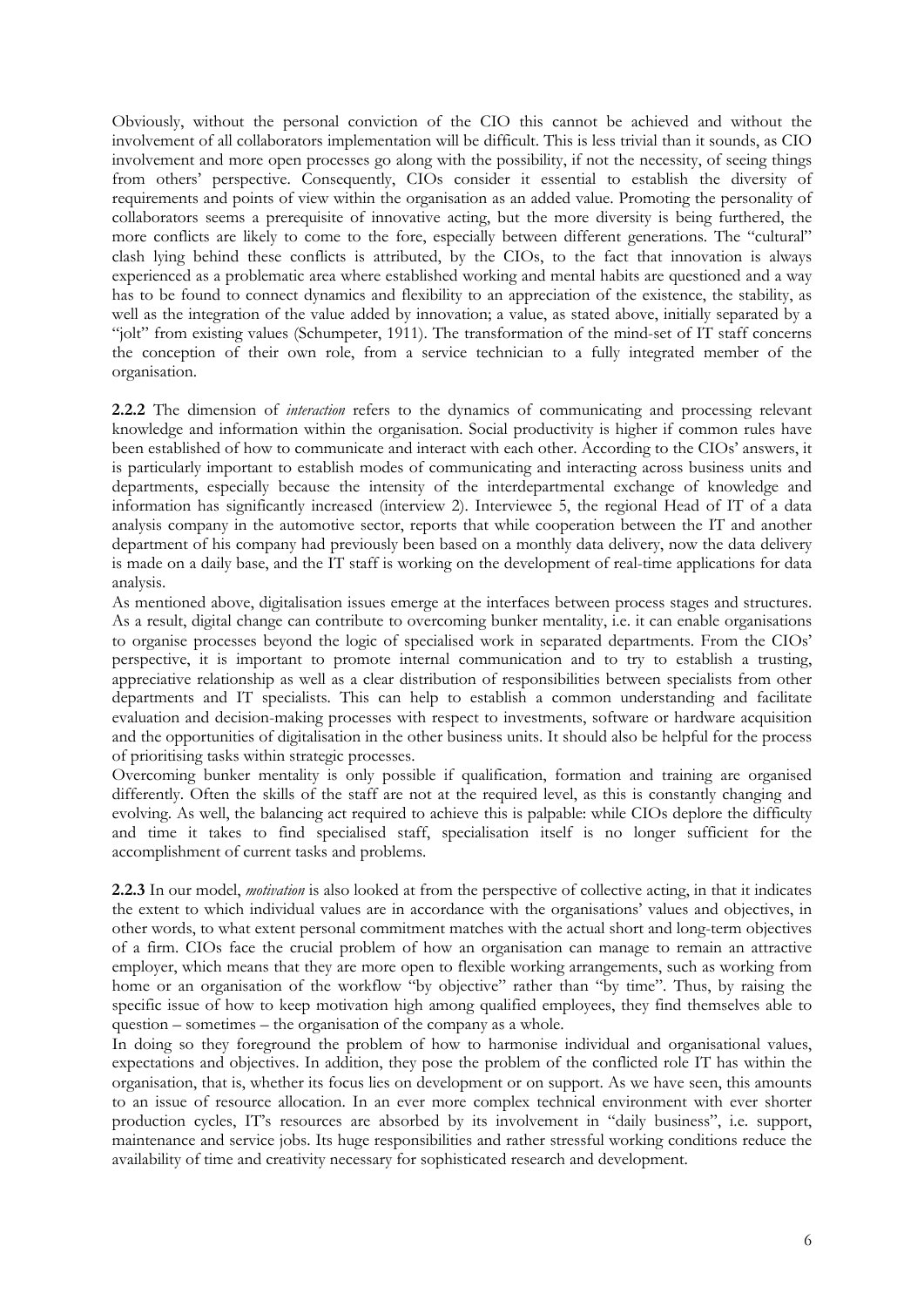Obviously, without the personal conviction of the CIO this cannot be achieved and without the involvement of all collaborators implementation will be difficult. This is less trivial than it sounds, as CIO involvement and more open processes go along with the possibility, if not the necessity, of seeing things from others' perspective. Consequently, CIOs consider it essential to establish the diversity of requirements and points of view within the organisation as an added value. Promoting the personality of collaborators seems a prerequisite of innovative acting, but the more diversity is being furthered, the more conflicts are likely to come to the fore, especially between different generations. The "cultural" clash lying behind these conflicts is attributed, by the CIOs, to the fact that innovation is always experienced as a problematic area where established working and mental habits are questioned and a way has to be found to connect dynamics and flexibility to an appreciation of the existence, the stability, as well as the integration of the value added by innovation; a value, as stated above, initially separated by a "jolt" from existing values (Schumpeter, 1911). The transformation of the mind-set of IT staff concerns the conception of their own role, from a service technician to a fully integrated member of the organisation.

**2.2.2** The dimension of *interaction* refers to the dynamics of communicating and processing relevant knowledge and information within the organisation. Social productivity is higher if common rules have been established of how to communicate and interact with each other. According to the CIOs' answers, it is particularly important to establish modes of communicating and interacting across business units and departments, especially because the intensity of the interdepartmental exchange of knowledge and information has significantly increased (interview 2). Interviewee 5, the regional Head of IT of a data analysis company in the automotive sector, reports that while cooperation between the IT and another department of his company had previously been based on a monthly data delivery, now the data delivery is made on a daily base, and the IT staff is working on the development of real-time applications for data analysis.

As mentioned above, digitalisation issues emerge at the interfaces between process stages and structures. As a result, digital change can contribute to overcoming bunker mentality, i.e. it can enable organisations to organise processes beyond the logic of specialised work in separated departments. From the CIOs' perspective, it is important to promote internal communication and to try to establish a trusting, appreciative relationship as well as a clear distribution of responsibilities between specialists from other departments and IT specialists. This can help to establish a common understanding and facilitate evaluation and decision-making processes with respect to investments, software or hardware acquisition and the opportunities of digitalisation in the other business units. It should also be helpful for the process of prioritising tasks within strategic processes.

Overcoming bunker mentality is only possible if qualification, formation and training are organised differently. Often the skills of the staff are not at the required level, as this is constantly changing and evolving. As well, the balancing act required to achieve this is palpable: while CIOs deplore the difficulty and time it takes to find specialised staff, specialisation itself is no longer sufficient for the accomplishment of current tasks and problems.

**2.2.3** In our model, *motivation* is also looked at from the perspective of collective acting, in that it indicates the extent to which individual values are in accordance with the organisations' values and objectives, in other words, to what extent personal commitment matches with the actual short and long-term objectives of a firm. CIOs face the crucial problem of how an organisation can manage to remain an attractive employer, which means that they are more open to flexible working arrangements, such as working from home or an organisation of the workflow "by objective" rather than "by time". Thus, by raising the specific issue of how to keep motivation high among qualified employees, they find themselves able to question – sometimes – the organisation of the company as a whole.

In doing so they foreground the problem of how to harmonise individual and organisational values, expectations and objectives. In addition, they pose the problem of the conflicted role IT has within the organisation, that is, whether its focus lies on development or on support. As we have seen, this amounts to an issue of resource allocation. In an ever more complex technical environment with ever shorter production cycles, IT's resources are absorbed by its involvement in "daily business", i.e. support, maintenance and service jobs. Its huge responsibilities and rather stressful working conditions reduce the availability of time and creativity necessary for sophisticated research and development.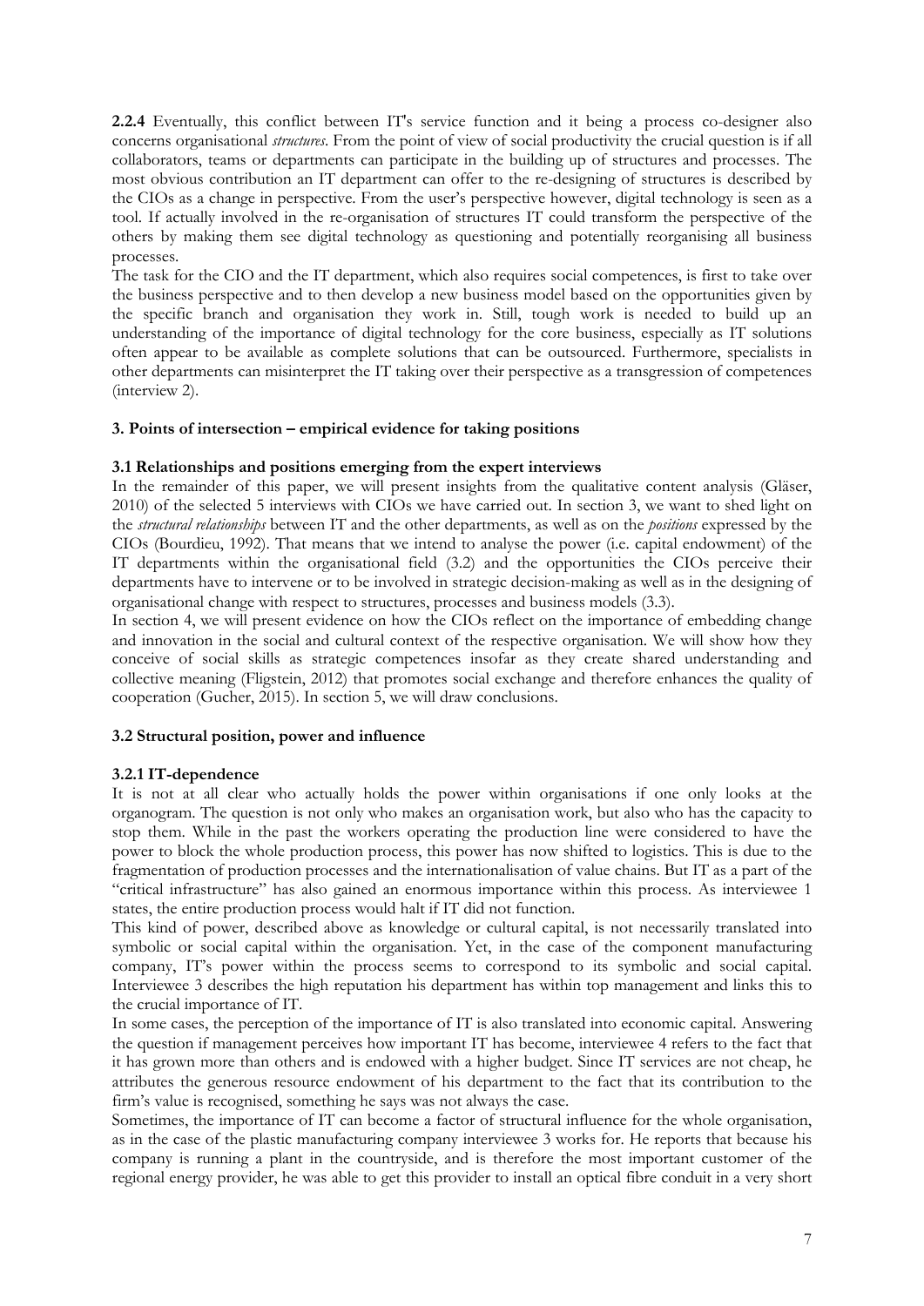**2.2.4** Eventually, this conflict between IT's service function and it being a process co-designer also concerns organisational *structures*. From the point of view of social productivity the crucial question is if all collaborators, teams or departments can participate in the building up of structures and processes. The most obvious contribution an IT department can offer to the re-designing of structures is described by the CIOs as a change in perspective. From the user's perspective however, digital technology is seen as a tool. If actually involved in the re-organisation of structures IT could transform the perspective of the others by making them see digital technology as questioning and potentially reorganising all business processes.

The task for the CIO and the IT department, which also requires social competences, is first to take over the business perspective and to then develop a new business model based on the opportunities given by the specific branch and organisation they work in. Still, tough work is needed to build up an understanding of the importance of digital technology for the core business, especially as IT solutions often appear to be available as complete solutions that can be outsourced. Furthermore, specialists in other departments can misinterpret the IT taking over their perspective as a transgression of competences (interview 2).

### 3. Points of intersection – empirical evidence for taking positions

#### 3.1 Relationships and positions emerging from the expert interviews

In the remainder of this paper, we will present insights from the qualitative content analysis (Gläser, 2010) of the selected 5 interviews with CIOs we have carried out. In section 3, we want to shed light on the *structural relationships* between IT and the other departments, as well as on the *positions* expressed by the CIOs (Bourdieu, 1992). That means that we intend to analyse the power (i.e. capital endowment) of the IT departments within the organisational field (3.2) and the opportunities the CIOs perceive their departments have to intervene or to be involved in strategic decision-making as well as in the designing of organisational change with respect to structures, processes and business models (3.3).

In section 4, we will present evidence on how the CIOs reflect on the importance of embedding change and innovation in the social and cultural context of the respective organisation. We will show how they conceive of social skills as strategic competences insofar as they create shared understanding and collective meaning (Fligstein, 2012) that promotes social exchange and therefore enhances the quality of cooperation (Gucher, 2015). In section 5, we will draw conclusions.

#### 3.2 Structural position, power and influence

##### 3.2.1 IT-dependence

It is not at all clear who actually holds the power within organisations if one only looks at the organogram. The question is not only who makes an organisation work, but also who has the capacity to stop them. While in the past the workers operating the production line were considered to have the power to block the whole production process, this power has now shifted to logistics. This is due to the fragmentation of production processes and the internationalisation of value chains. But IT as a part of the "critical infrastructure" has also gained an enormous importance within this process. As interviewee 1 states, the entire production process would halt if IT did not function.

This kind of power, described above as knowledge or cultural capital, is not necessarily translated into symbolic or social capital within the organisation. Yet, in the case of the component manufacturing company, IT's power within the process seems to correspond to its symbolic and social capital. Interviewee 3 describes the high reputation his department has within top management and links this to the crucial importance of IT.

In some cases, the perception of the importance of IT is also translated into economic capital. Answering the question if management perceives how important IT has become, interviewee 4 refers to the fact that it has grown more than others and is endowed with a higher budget. Since IT services are not cheap, he attributes the generous resource endowment of his department to the fact that its contribution to the firm's value is recognised, something he says was not always the case.

Sometimes, the importance of IT can become a factor of structural influence for the whole organisation, as in the case of the plastic manufacturing company interviewee 3 works for. He reports that because his company is running a plant in the countryside, and is therefore the most important customer of the regional energy provider, he was able to get this provider to install an optical fibre conduit in a very short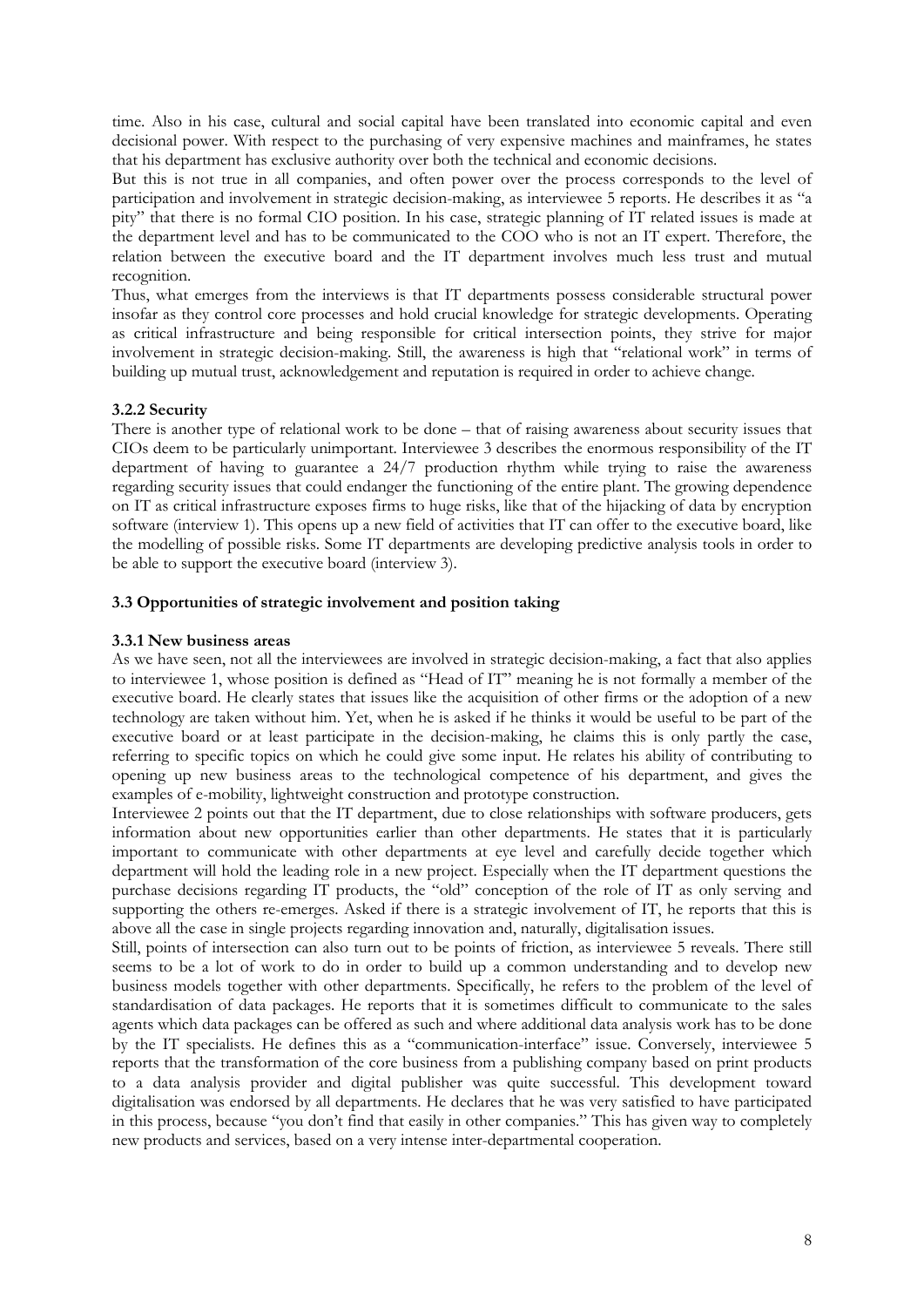time. Also in his case, cultural and social capital have been translated into economic capital and even decisional power. With respect to the purchasing of very expensive machines and mainframes, he states that his department has exclusive authority over both the technical and economic decisions.

But this is not true in all companies, and often power over the process corresponds to the level of participation and involvement in strategic decision-making, as interviewee 5 reports. He describes it as "a pity" that there is no formal CIO position. In his case, strategic planning of IT related issues is made at the department level and has to be communicated to the COO who is not an IT expert. Therefore, the relation between the executive board and the IT department involves much less trust and mutual recognition.

Thus, what emerges from the interviews is that IT departments possess considerable structural power insofar as they control core processes and hold crucial knowledge for strategic developments. Operating as critical infrastructure and being responsible for critical intersection points, they strive for major involvement in strategic decision-making. Still, the awareness is high that "relational work" in terms of building up mutual trust, acknowledgement and reputation is required in order to achieve change.

#### 3.2.2 Security

There is another type of relational work to be done – that of raising awareness about security issues that CIOs deem to be particularly unimportant. Interviewee 3 describes the enormous responsibility of the IT department of having to guarantee a 24/7 production rhythm while trying to raise the awareness regarding security issues that could endanger the functioning of the entire plant. The growing dependence on IT as critical infrastructure exposes firms to huge risks, like that of the hijacking of data by encryption software (interview 1). This opens up a new field of activities that IT can offer to the executive board, like the modelling of possible risks. Some IT departments are developing predictive analysis tools in order to be able to support the executive board (interview 3).

### 3.3 Opportunities of strategic involvement and position taking

#### 3.3.1 New business areas

As we have seen, not all the interviewees are involved in strategic decision-making, a fact that also applies to interviewee 1, whose position is defined as "Head of IT" meaning he is not formally a member of the executive board. He clearly states that issues like the acquisition of other firms or the adoption of a new technology are taken without him. Yet, when he is asked if he thinks it would be useful to be part of the executive board or at least participate in the decision-making, he claims this is only partly the case, referring to specific topics on which he could give some input. He relates his ability of contributing to opening up new business areas to the technological competence of his department, and gives the examples of e-mobility, lightweight construction and prototype construction.

Interviewee 2 points out that the IT department, due to close relationships with software producers, gets information about new opportunities earlier than other departments. He states that it is particularly important to communicate with other departments at eye level and carefully decide together which department will hold the leading role in a new project. Especially when the IT department questions the purchase decisions regarding IT products, the "old" conception of the role of IT as only serving and supporting the others re-emerges. Asked if there is a strategic involvement of IT, he reports that this is above all the case in single projects regarding innovation and, naturally, digitalisation issues.

Still, points of intersection can also turn out to be points of friction, as interviewee 5 reveals. There still seems to be a lot of work to do in order to build up a common understanding and to develop new business models together with other departments. Specifically, he refers to the problem of the level of standardisation of data packages. He reports that it is sometimes difficult to communicate to the sales agents which data packages can be offered as such and where additional data analysis work has to be done by the IT specialists. He defines this as a "communication-interface" issue. Conversely, interviewee 5 reports that the transformation of the core business from a publishing company based on print products to a data analysis provider and digital publisher was quite successful. This development toward digitalisation was endorsed by all departments. He declares that he was very satisfied to have participated in this process, because "you don't find that easily in other companies." This has given way to completely new products and services, based on a very intense inter-departmental cooperation.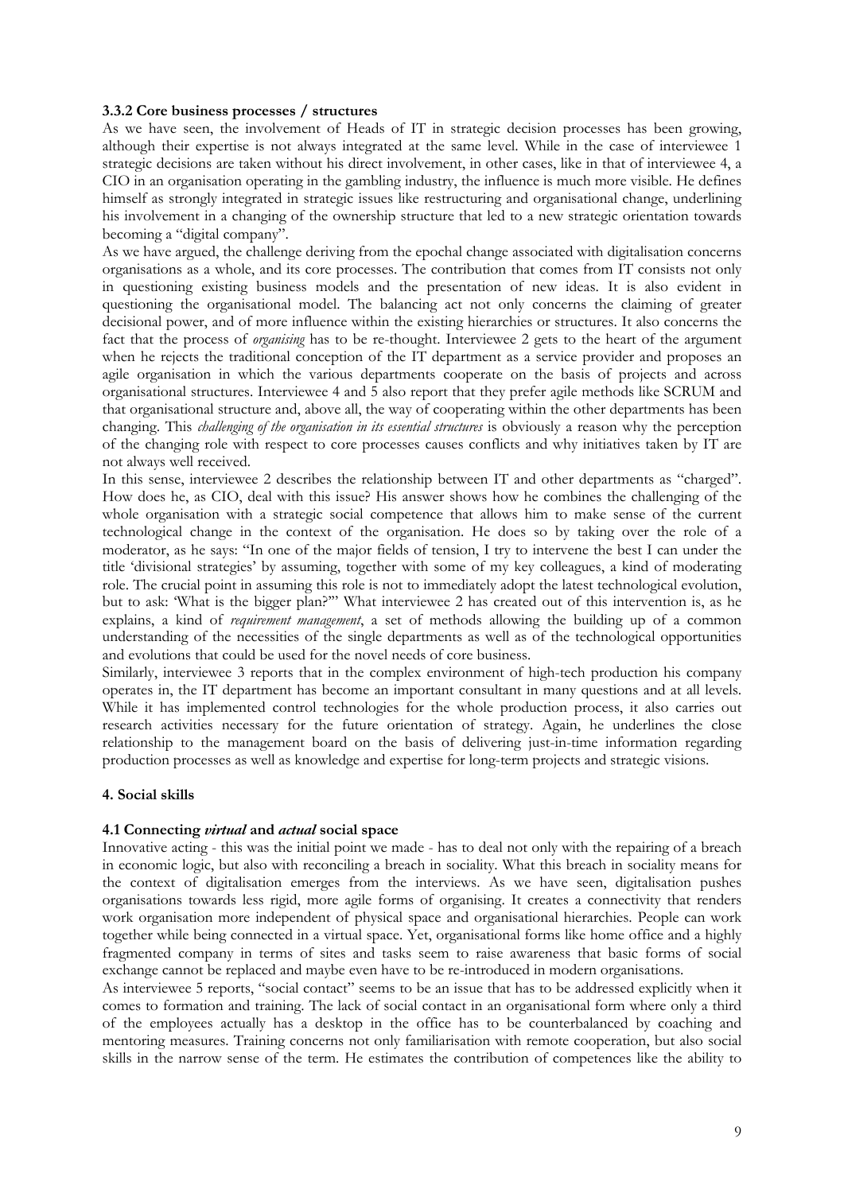### 3.3.2 Core business processes / structures

As we have seen, the involvement of Heads of IT in strategic decision processes has been growing, although their expertise is not always integrated at the same level. While in the case of interviewee 1 strategic decisions are taken without his direct involvement, in other cases, like in that of interviewee 4, a CIO in an organisation operating in the gambling industry, the influence is much more visible. He defines himself as strongly integrated in strategic issues like restructuring and organisational change, underlining his involvement in a changing of the ownership structure that led to a new strategic orientation towards becoming a "digital company".

As we have argued, the challenge deriving from the epochal change associated with digitalisation concerns organisations as a whole, and its core processes. The contribution that comes from IT consists not only in questioning existing business models and the presentation of new ideas. It is also evident in questioning the organisational model. The balancing act not only concerns the claiming of greater decisional power, and of more influence within the existing hierarchies or structures. It also concerns the fact that the process of *organising* has to be re-thought. Interviewee 2 gets to the heart of the argument when he rejects the traditional conception of the IT department as a service provider and proposes an agile organisation in which the various departments cooperate on the basis of projects and across organisational structures. Interviewee 4 and 5 also report that they prefer agile methods like SCRUM and that organisational structure and, above all, the way of cooperating within the other departments has been changing. This *challenging of the organisation in its essential structures* is obviously a reason why the perception of the changing role with respect to core processes causes conflicts and why initiatives taken by IT are not always well received.

In this sense, interviewee 2 describes the relationship between IT and other departments as "charged". How does he, as CIO, deal with this issue? His answer shows how he combines the challenging of the whole organisation with a strategic social competence that allows him to make sense of the current technological change in the context of the organisation. He does so by taking over the role of a moderator, as he says: "In one of the major fields of tension, I try to intervene the best I can under the title 'divisional strategies' by assuming, together with some of my key colleagues, a kind of moderating role. The crucial point in assuming this role is not to immediately adopt the latest technological evolution, but to ask: 'What is the bigger plan?'" What interviewee 2 has created out of this intervention is, as he explains, a kind of *requirement management*, a set of methods allowing the building up of a common understanding of the necessities of the single departments as well as of the technological opportunities and evolutions that could be used for the novel needs of core business.

Similarly, interviewee 3 reports that in the complex environment of high-tech production his company operates in, the IT department has become an important consultant in many questions and at all levels. While it has implemented control technologies for the whole production process, it also carries out research activities necessary for the future orientation of strategy. Again, he underlines the close relationship to the management board on the basis of delivering just-in-time information regarding production processes as well as knowledge and expertise for long-term projects and strategic visions.

## 4. Social skills

### 4.1 Connecting *virtual* and *actual* social space

Innovative acting - this was the initial point we made - has to deal not only with the repairing of a breach in economic logic, but also with reconciling a breach in sociality. What this breach in sociality means for the context of digitalisation emerges from the interviews. As we have seen, digitalisation pushes organisations towards less rigid, more agile forms of organising. It creates a connectivity that renders work organisation more independent of physical space and organisational hierarchies. People can work together while being connected in a virtual space. Yet, organisational forms like home office and a highly fragmented company in terms of sites and tasks seem to raise awareness that basic forms of social exchange cannot be replaced and maybe even have to be re-introduced in modern organisations.

As interviewee 5 reports, "social contact" seems to be an issue that has to be addressed explicitly when it comes to formation and training. The lack of social contact in an organisational form where only a third of the employees actually has a desktop in the office has to be counterbalanced by coaching and mentoring measures. Training concerns not only familiarisation with remote cooperation, but also social skills in the narrow sense of the term. He estimates the contribution of competences like the ability to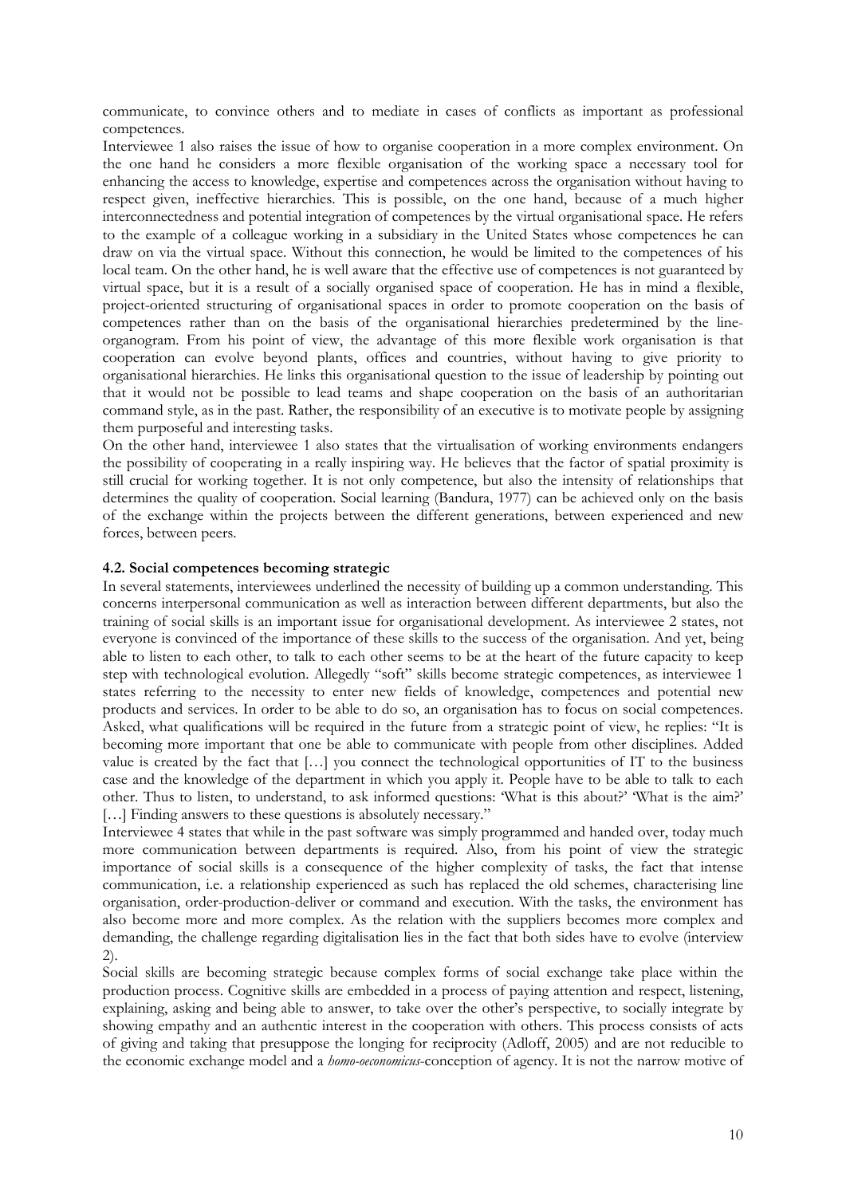communicate, to convince others and to mediate in cases of conflicts as important as professional competences.

Interviewee 1 also raises the issue of how to organise cooperation in a more complex environment. On the one hand he considers a more flexible organisation of the working space a necessary tool for enhancing the access to knowledge, expertise and competences across the organisation without having to respect given, ineffective hierarchies. This is possible, on the one hand, because of a much higher interconnectedness and potential integration of competences by the virtual organisational space. He refers to the example of a colleague working in a subsidiary in the United States whose competences he can draw on via the virtual space. Without this connection, he would be limited to the competences of his local team. On the other hand, he is well aware that the effective use of competences is not guaranteed by virtual space, but it is a result of a socially organised space of cooperation. He has in mind a flexible, project-oriented structuring of organisational spaces in order to promote cooperation on the basis of competences rather than on the basis of the organisational hierarchies predetermined by the line-organogram. From his point of view, the advantage of this more flexible work organisation is that cooperation can evolve beyond plants, offices and countries, without having to give priority to organisational hierarchies. He links this organisational question to the issue of leadership by pointing out that it would not be possible to lead teams and shape cooperation on the basis of an authoritarian command style, as in the past. Rather, the responsibility of an executive is to motivate people by assigning them purposeful and interesting tasks.

On the other hand, interviewee 1 also states that the virtualisation of working environments endangers the possibility of cooperating in a really inspiring way. He believes that the factor of spatial proximity is still crucial for working together. It is not only competence, but also the intensity of relationships that determines the quality of cooperation. Social learning (Bandura, 1977) can be achieved only on the basis of the exchange within the projects between the different generations, between experienced and new forces, between peers.

#### 4.2. Social competences becoming strategic

In several statements, interviewees underlined the necessity of building up a common understanding. This concerns interpersonal communication as well as interaction between different departments, but also the training of social skills is an important issue for organisational development. As interviewee 2 states, not everyone is convinced of the importance of these skills to the success of the organisation. And yet, being able to listen to each other, to talk to each other seems to be at the heart of the future capacity to keep step with technological evolution. Allegedly "soft" skills become strategic competences, as interviewee 1 states referring to the necessity to enter new fields of knowledge, competences and potential new products and services. In order to be able to do so, an organisation has to focus on social competences. Asked, what qualifications will be required in the future from a strategic point of view, he replies: "It is becoming more important that one be able to communicate with people from other disciplines. Added value is created by the fact that […] you connect the technological opportunities of IT to the business case and the knowledge of the department in which you apply it. People have to be able to talk to each other. Thus to listen, to understand, to ask informed questions: 'What is this about?' 'What is the aim?' […] Finding answers to these questions is absolutely necessary."

Interviewee 4 states that while in the past software was simply programmed and handed over, today much more communication between departments is required. Also, from his point of view the strategic importance of social skills is a consequence of the higher complexity of tasks, the fact that intense communication, i.e. a relationship experienced as such has replaced the old schemes, characterising line organisation, order-production-deliver or command and execution. With the tasks, the environment has also become more and more complex. As the relation with the suppliers becomes more complex and demanding, the challenge regarding digitalisation lies in the fact that both sides have to evolve (interview 2).

Social skills are becoming strategic because complex forms of social exchange take place within the production process. Cognitive skills are embedded in a process of paying attention and respect, listening, explaining, asking and being able to answer, to take over the other's perspective, to socially integrate by showing empathy and an authentic interest in the cooperation with others. This process consists of acts of giving and taking that presuppose the longing for reciprocity (Adloff, 2005) and are not reducible to the economic exchange model and a *homo-oeconomicus*-conception of agency. It is not the narrow motive of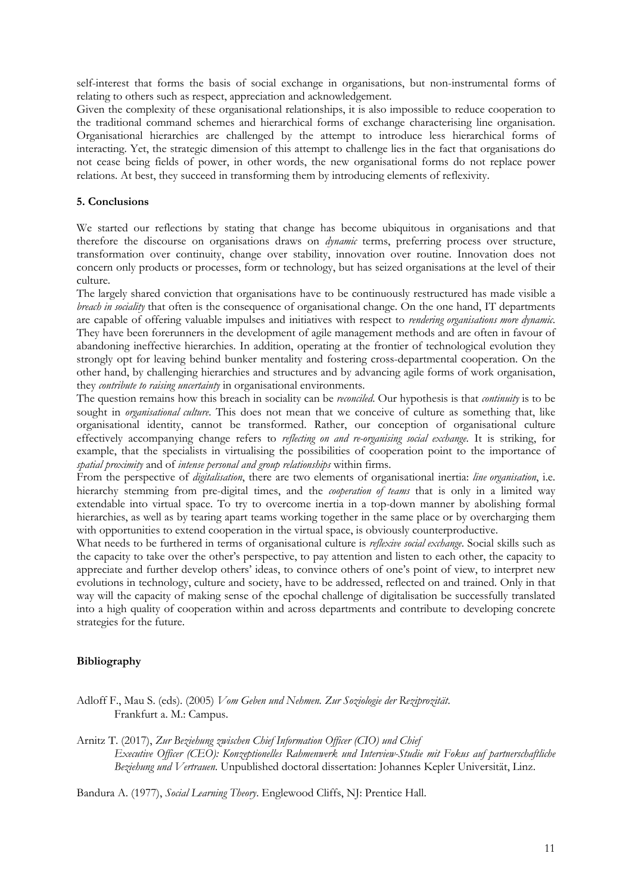self-interest that forms the basis of social exchange in organisations, but non-instrumental forms of relating to others such as respect, appreciation and acknowledgement.

Given the complexity of these organisational relationships, it is also impossible to reduce cooperation to the traditional command schemes and hierarchical forms of exchange characterising line organisation. Organisational hierarchies are challenged by the attempt to introduce less hierarchical forms of interacting. Yet, the strategic dimension of this attempt to challenge lies in the fact that organisations do not cease being fields of power, in other words, the new organisational forms do not replace power relations. At best, they succeed in transforming them by introducing elements of reflexivity.

## 5. Conclusions

We started our reflections by stating that change has become ubiquitous in organisations and that therefore the discourse on organisations draws on *dynamic* terms, preferring process over structure, transformation over continuity, change over stability, innovation over routine. Innovation does not concern only products or processes, form or technology, but has seized organisations at the level of their culture.

The largely shared conviction that organisations have to be continuously restructured has made visible a *breach in sociality* that often is the consequence of organisational change. On the one hand, IT departments are capable of offering valuable impulses and initiatives with respect to *rendering organisations more dynamic*. They have been forerunners in the development of agile management methods and are often in favour of abandoning ineffective hierarchies. In addition, operating at the frontier of technological evolution they strongly opt for leaving behind bunker mentality and fostering cross-departmental cooperation. On the other hand, by challenging hierarchies and structures and by advancing agile forms of work organisation, they *contribute to raising uncertainty* in organisational environments.

The question remains how this breach in sociality can be *reconciled*. Our hypothesis is that *continuity* is to be sought in *organisational culture*. This does not mean that we conceive of culture as something that, like organisational identity, cannot be transformed. Rather, our conception of organisational culture effectively accompanying change refers to *reflecting on and re-organising social exchange*. It is striking, for example, that the specialists in virtualising the possibilities of cooperation point to the importance of *spatial proximity* and of *intense personal and group relationships* within firms.

From the perspective of *digitalisation*, there are two elements of organisational inertia: *line organisation*, i.e. hierarchy stemming from pre-digital times, and the *cooperation of teams* that is only in a limited way extendable into virtual space. To try to overcome inertia in a top-down manner by abolishing formal hierarchies, as well as by tearing apart teams working together in the same place or by overcharging them with opportunities to extend cooperation in the virtual space, is obviously counterproductive.

What needs to be furthered in terms of organisational culture is *reflexive social exchange*. Social skills such as the capacity to take over the other's perspective, to pay attention and listen to each other, the capacity to appreciate and further develop others' ideas, to convince others of one's point of view, to interpret new evolutions in technology, culture and society, have to be addressed, reflected on and trained. Only in that way will the capacity of making sense of the epochal challenge of digitalisation be successfully translated into a high quality of cooperation within and across departments and contribute to developing concrete strategies for the future.

## Bibliography

Adloff F., Mau S. (eds). (2005) *Vom Geben und Nehmen. Zur Soziologie der Reziprozität*. Frankfurt a. M.: Campus.

Arnitz T. (2017), *Zur Beziehung zwischen Chief Information Officer (CIO) und Chief Executive Officer (CEO): Konzeptionelles Rahmenwerk und Interview-Studie mit Fokus auf partnerschaftliche Beziehung und Vertrauen*. Unpublished doctoral dissertation: Johannes Kepler Universität, Linz.

Bandura A. (1977), *Social Learning Theory*. Englewood Cliffs, NJ: Prentice Hall.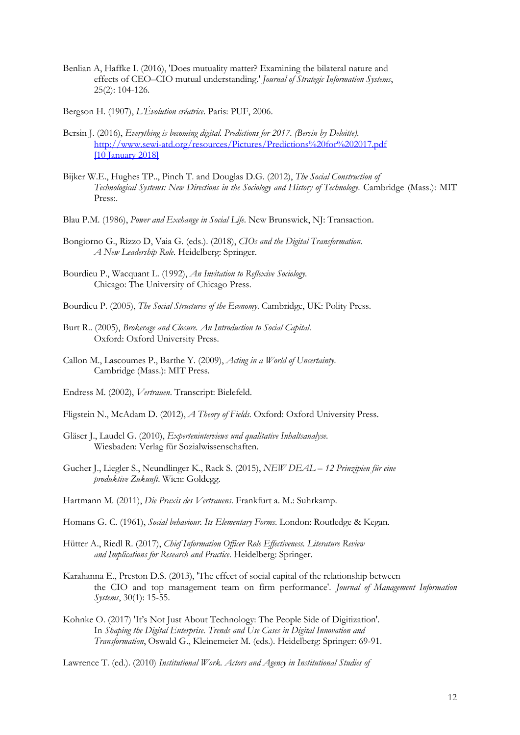Benlian A, Haffke I. (2016), 'Does mutuality matter? Examining the bilateral nature and effects of CEO–CIO mutual understanding.' *Journal of Strategic Information Systems*, 25(2): 104-126.

Bergson H. (1907), *L'Évolution créatrice*. Paris: PUF, 2006.

Bersin J. (2016), *Everything is becoming digital. Predictions for 2017. (Bersin by Deloitte)*. http://www.sewi-atd.org/resources/Pictures/Predictions%20for%202017.pdf [10 January 2018]

Bijker W.E., Hughes TP.., Pinch T. and Douglas D.G. (2012), *The Social Construction of Technological Systems: New Directions in the Sociology and History of Technology*. Cambridge (Mass.): MIT Press:.

Blau P.M. (1986), *Power and Exchange in Social Life*. New Brunswick, NJ: Transaction.

Bongiorno G., Rizzo D, Vaia G. (eds.). (2018), *CIOs and the Digital Transformation. A New Leadership Role*. Heidelberg: Springer.

Bourdieu P., Wacquant L. (1992), *An Invitation to Reflexive Sociology*. Chicago: The University of Chicago Press.

Bourdieu P. (2005), *The Social Structures of the Economy*. Cambridge, UK: Polity Press.

Burt R.. (2005), *Brokerage and Closure. An Introduction to Social Capital*. Oxford: Oxford University Press.

Callon M., Lascoumes P., Barthe Y. (2009), *Acting in a World of Uncertainty*. Cambridge (Mass.): MIT Press.

Endress M. (2002), *Vertrauen*. Transcript: Bielefeld.

Fligstein N., McAdam D. (2012), *A Theory of Fields*. Oxford: Oxford University Press.

Gläser J., Laudel G. (2010), *Experteninterviews und qualitative Inhaltsanalyse*. Wiesbaden: Verlag für Sozialwissenschaften.

Gucher J., Liegler S., Neundlinger K., Rack S. (2015), *NEW DEAL – 12 Prinzipien für eine produktive Zukunft*. Wien: Goldegg.

Hartmann M. (2011), *Die Praxis des Vertrauens*. Frankfurt a. M.: Suhrkamp.

Homans G. C. (1961), *Social behaviour. Its Elementary Forms*. London: Routledge & Kegan.

Hütter A., Riedl R. (2017), *Chief Information Officer Role Effectiveness. Literature Review and Implications for Research and Practice*. Heidelberg: Springer.

Karahanna E., Preston D.S. (2013), 'The effect of social capital of the relationship between the CIO and top management team on firm performance'. *Journal of Management Information Systems*, 30(1): 15-55.

Kohnke O. (2017) 'It's Not Just About Technology: The People Side of Digitization'. In *Shaping the Digital Enterprise. Trends and Use Cases in Digital Innovation and Transformation*, Oswald G., Kleinemeier M. (eds.). Heidelberg: Springer: 69-91.

Lawrence T. (ed.). (2010) *Institutional Work. Actors and Agency in Institutional Studies of*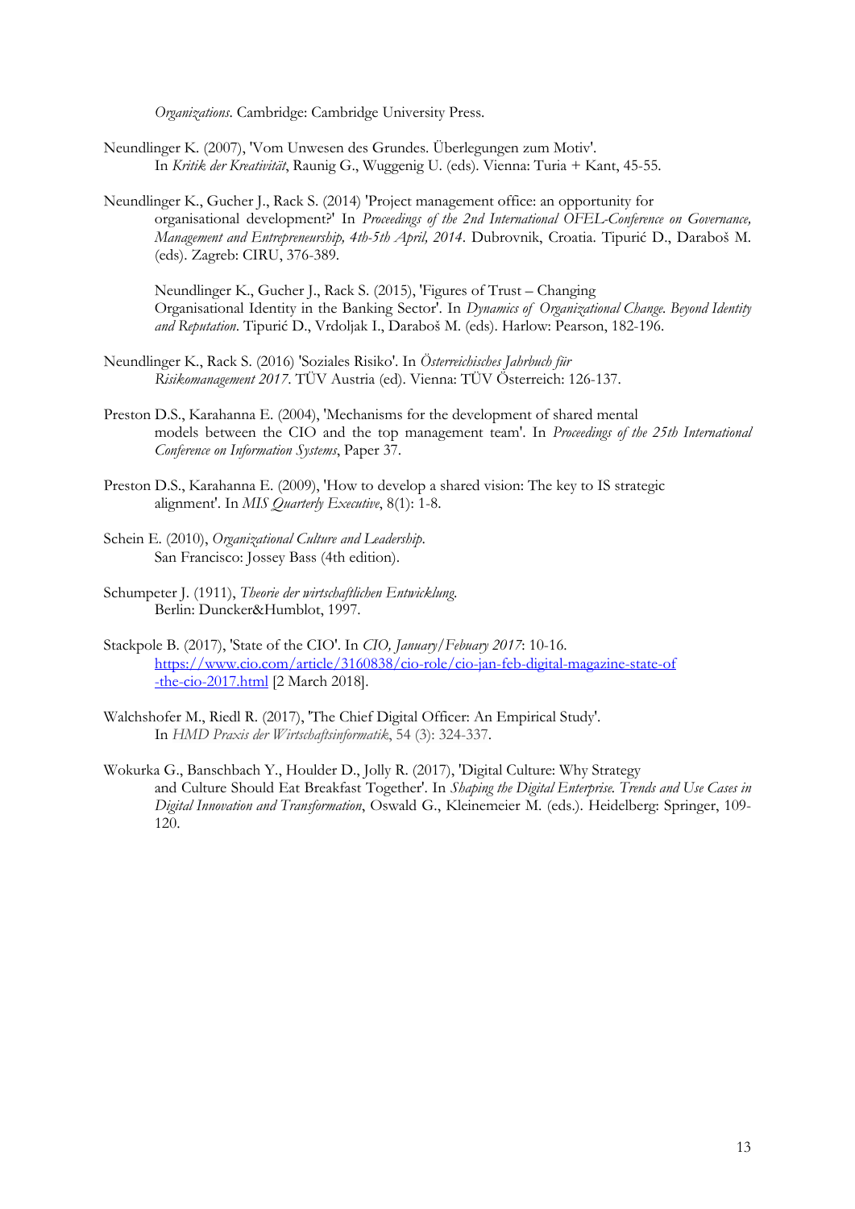*Organizations*. Cambridge: Cambridge University Press.

Neundlinger K. (2007), 'Vom Unwesen des Grundes. Überlegungen zum Motiv'. In *Kritik der Kreativität*, Raunig G., Wuggenig U. (eds). Vienna: Turia + Kant, 45-55.

Neundlinger K., Gucher J., Rack S. (2014) 'Project management office: an opportunity for organisational development?' In *Proceedings of the 2nd International OFEL-Conference on Governance, Management and Entrepreneurship, 4th-5th April, 2014*. Dubrovnik, Croatia. Tipurić D., Daraboš M. (eds). Zagreb: CIRU, 376-389.

Neundlinger K., Gucher J., Rack S. (2015), 'Figures of Trust – Changing Organisational Identity in the Banking Sector'. In *Dynamics of Organizational Change. Beyond Identity and Reputation*. Tipurić D., Vrdoljak I., Daraboš M. (eds). Harlow: Pearson, 182-196.

Neundlinger K., Rack S. (2016) 'Soziales Risiko'. In *Österreichisches Jahrbuch für Risikomanagement 2017*. TÜV Austria (ed). Vienna: TÜV Österreich: 126-137.

Preston D.S., Karahanna E. (2004), 'Mechanisms for the development of shared mental models between the CIO and the top management team'. In *Proceedings of the 25th International Conference on Information Systems*, Paper 37.

Preston D.S., Karahanna E. (2009), 'How to develop a shared vision: The key to IS strategic alignment'. In *MIS Quarterly Executive*, 8(1): 1-8.

Schein E. (2010), *Organizational Culture and Leadership*. San Francisco: Jossey Bass (4th edition).

Schumpeter J. (1911), *Theorie der wirtschaftlichen Entwicklung*. Berlin: Duncker&Humblot, 1997.

Stackpole B. (2017), 'State of the CIO'. In *CIO, January/Febuary 2017*: 10-16. https://www.cio.com/article/3160838/cio-role/cio-jan-feb-digital-magazine-state-of-the-cio-2017.html [2 March 2018].

Walchshofer M., Riedl R. (2017), 'The Chief Digital Officer: An Empirical Study'. In *HMD Praxis der Wirtschaftsinformatik*, 54 (3): 324-337.

Wokurka G., Banschbach Y., Houlder D., Jolly R. (2017), 'Digital Culture: Why Strategy and Culture Should Eat Breakfast Together'. In *Shaping the Digital Enterprise. Trends and Use Cases in Digital Innovation and Transformation*, Oswald G., Kleinemeier M. (eds.). Heidelberg: Springer, 109-120.